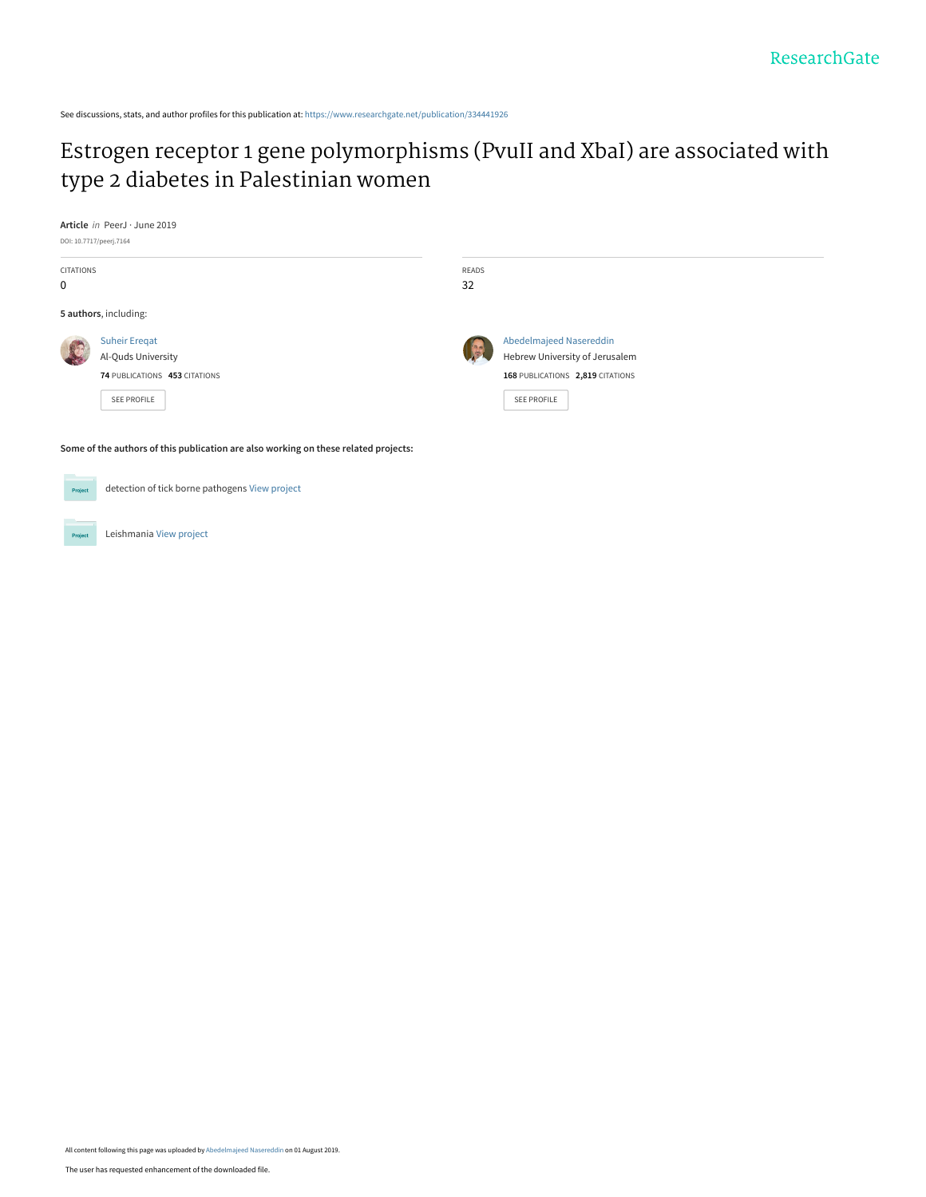ResearchGate

See discussions, stats, and author profiles for this publication at: https://www.researchgate.net/publication/334441926

# Estrogen receptor 1 gene polymorphisms (PvuII and XbaI) are associated with type 2 diabetes in Palestinian women

**Article** *in* PeerJ · June 2019

DOI: 10.7717/peerj.7164

CITATIONS

0

READS

32

**5 authors**, including:

Suheir Ereqat
Al-Quds University
**74** PUBLICATIONS **453** CITATIONS

SEE PROFILE

Abedelmajeed Nasereddin
Hebrew University of Jerusalem
**168** PUBLICATIONS **2,819** CITATIONS

SEE PROFILE

**Some of the authors of this publication are also working on these related projects:**

Project: detection of tick borne pathogens View project

Project: Leishmania View project

All content following this page was uploaded by Abedelmajeed Nasereddin on 01 August 2019.

The user has requested enhancement of the downloaded file.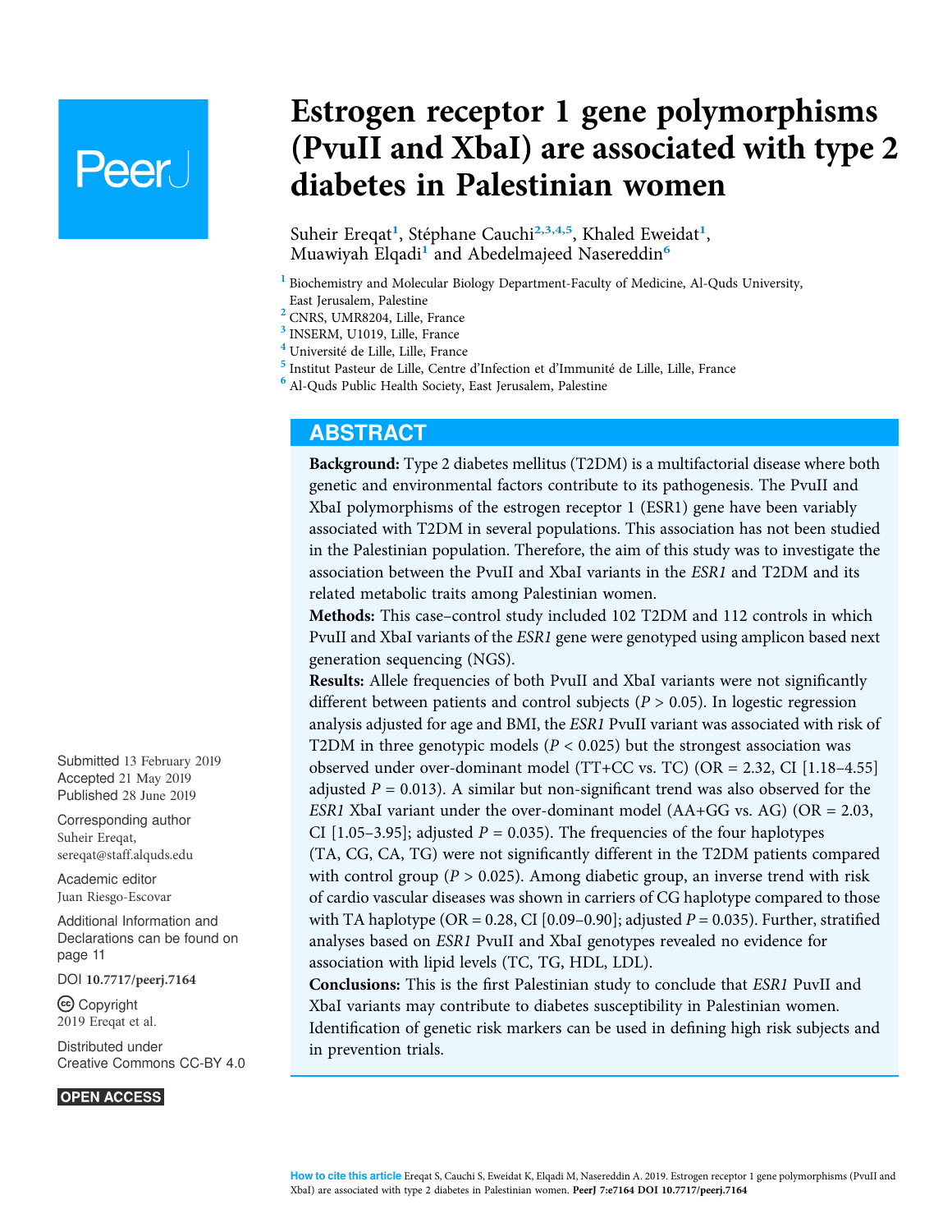# Estrogen receptor 1 gene polymorphisms (PvuII and XbaI) are associated with type 2 diabetes in Palestinian women

Suheir Ereqat[1], Stéphane Cauchi[2,3,4,5], Khaled Eweidat[1], Muawiyah Elqadi[1] and Abedelmajeed Nasereddin[6]

[1] Biochemistry and Molecular Biology Department-Faculty of Medicine, Al-Quds University, East Jerusalem, Palestine
[2] CNRS, UMR8204, Lille, France
[3] INSERM, U1019, Lille, France
[4] Université de Lille, Lille, France
[5] Institut Pasteur de Lille, Centre d'Infection et d'Immunité de Lille, Lille, France
[6] Al-Quds Public Health Society, East Jerusalem, Palestine

## ABSTRACT

**Background:** Type 2 diabetes mellitus (T2DM) is a multifactorial disease where both genetic and environmental factors contribute to its pathogenesis. The PvuII and XbaI polymorphisms of the estrogen receptor 1 (ESR1) gene have been variably associated with T2DM in several populations. This association has not been studied in the Palestinian population. Therefore, the aim of this study was to investigate the association between the PvuII and XbaI variants in the *ESR1* and T2DM and its related metabolic traits among Palestinian women.

**Methods:** This case–control study included 102 T2DM and 112 controls in which PvuII and XbaI variants of the *ESR1* gene were genotyped using amplicon based next generation sequencing (NGS).

**Results:** Allele frequencies of both PvuII and XbaI variants were not significantly different between patients and control subjects ($P > 0.05$). In logestic regression analysis adjusted for age and BMI, the *ESR1* PvuII variant was associated with risk of T2DM in three genotypic models ($P < 0.025$) but the strongest association was observed under over-dominant model (TT+CC vs. TC) (OR = 2.32, CI [1.18–4.55] adjusted $P = 0.013$). A similar but non-significant trend was also observed for the *ESR1* XbaI variant under the over-dominant model (AA+GG vs. AG) (OR = 2.03, CI [1.05–3.95]; adjusted $P = 0.035$). The frequencies of the four haplotypes (TA, CG, CA, TG) were not significantly different in the T2DM patients compared with control group ($P > 0.025$). Among diabetic group, an inverse trend with risk of cardio vascular diseases was shown in carriers of CG haplotype compared to those with TA haplotype (OR = 0.28, CI [0.09–0.90]; adjusted $P = 0.035$). Further, stratified analyses based on *ESR1* PvuII and XbaI genotypes revealed no evidence for association with lipid levels (TC, TG, HDL, LDL).

**Conclusions:** This is the first Palestinian study to conclude that *ESR1* PuvII and XbaI variants may contribute to diabetes susceptibility in Palestinian women. Identification of genetic risk markers can be used in defining high risk subjects and in prevention trials.

Submitted 13 February 2019
Accepted 21 May 2019
Published 28 June 2019

Corresponding author
Suheir Ereqat, sereqat@staff.alquds.edu

Academic editor
Juan Riesgo-Escovar

Additional Information and Declarations can be found on page 11

DOI 10.7717/peerj.7164

Copyright
2019 Ereqat et al.

Distributed under
Creative Commons CC-BY 4.0

OPEN ACCESS

**How to cite this article** Ereqat S, Cauchi S, Eweidat K, Elqadi M, Nasereddin A. 2019. Estrogen receptor 1 gene polymorphisms (PvuII and XbaI) are associated with type 2 diabetes in Palestinian women. **PeerJ 7:e7164 DOI 10.7717/peerj.7164**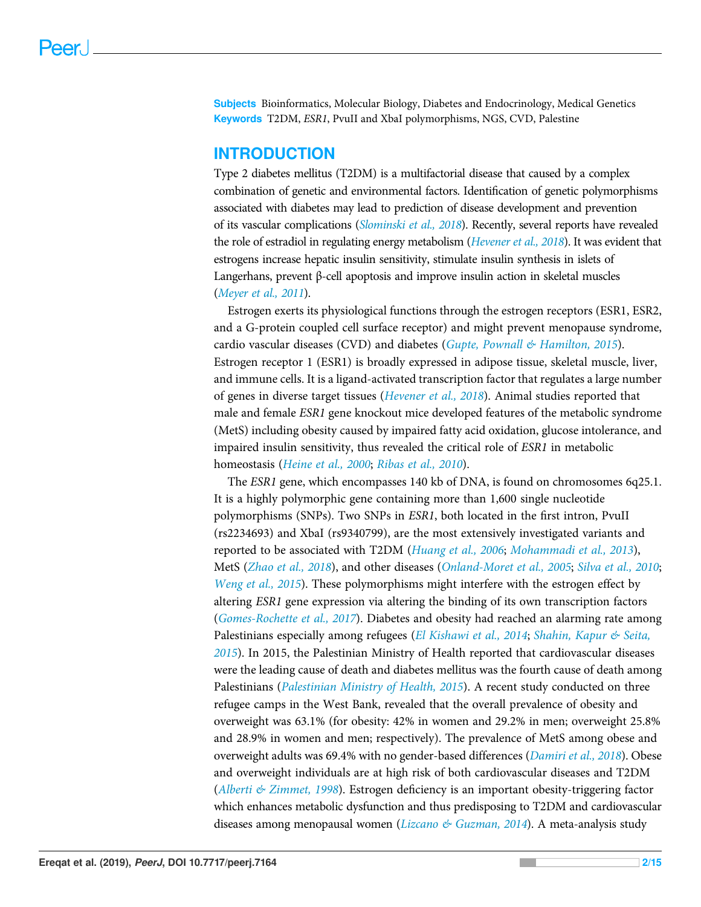**Subjects** Bioinformatics, Molecular Biology, Diabetes and Endocrinology, Medical Genetics
**Keywords** T2DM, *ESR1*, PvuII and XbaI polymorphisms, NGS, CVD, Palestine

## INTRODUCTION

Type 2 diabetes mellitus (T2DM) is a multifactorial disease that caused by a complex combination of genetic and environmental factors. Identification of genetic polymorphisms associated with diabetes may lead to prediction of disease development and prevention of its vascular complications (*Slominski et al., 2018*). Recently, several reports have revealed the role of estradiol in regulating energy metabolism (*Hevener et al., 2018*). It was evident that estrogens increase hepatic insulin sensitivity, stimulate insulin synthesis in islets of Langerhans, prevent β-cell apoptosis and improve insulin action in skeletal muscles (*Meyer et al., 2011*).

Estrogen exerts its physiological functions through the estrogen receptors (ESR1, ESR2, and a G-protein coupled cell surface receptor) and might prevent menopause syndrome, cardio vascular diseases (CVD) and diabetes (*Gupte, Pownall & Hamilton, 2015*). Estrogen receptor 1 (ESR1) is broadly expressed in adipose tissue, skeletal muscle, liver, and immune cells. It is a ligand-activated transcription factor that regulates a large number of genes in diverse target tissues (*Hevener et al., 2018*). Animal studies reported that male and female *ESR1* gene knockout mice developed features of the metabolic syndrome (MetS) including obesity caused by impaired fatty acid oxidation, glucose intolerance, and impaired insulin sensitivity, thus revealed the critical role of *ESR1* in metabolic homeostasis (*Heine et al., 2000*; *Ribas et al., 2010*).

The *ESR1* gene, which encompasses 140 kb of DNA, is found on chromosomes 6q25.1. It is a highly polymorphic gene containing more than 1,600 single nucleotide polymorphisms (SNPs). Two SNPs in *ESR1*, both located in the first intron, PvuII (rs2234693) and XbaI (rs9340799), are the most extensively investigated variants and reported to be associated with T2DM (*Huang et al., 2006*; *Mohammadi et al., 2013*), MetS (*Zhao et al., 2018*), and other diseases (*Onland-Moret et al., 2005*; *Silva et al., 2010*; *Weng et al., 2015*). These polymorphisms might interfere with the estrogen effect by altering *ESR1* gene expression via altering the binding of its own transcription factors (*Gomes-Rochette et al., 2017*). Diabetes and obesity had reached an alarming rate among Palestinians especially among refugees (*El Kishawi et al., 2014*; *Shahin, Kapur & Seita, 2015*). In 2015, the Palestinian Ministry of Health reported that cardiovascular diseases were the leading cause of death and diabetes mellitus was the fourth cause of death among Palestinians (*Palestinian Ministry of Health, 2015*). A recent study conducted on three refugee camps in the West Bank, revealed that the overall prevalence of obesity and overweight was 63.1% (for obesity: 42% in women and 29.2% in men; overweight 25.8% and 28.9% in women and men; respectively). The prevalence of MetS among obese and overweight adults was 69.4% with no gender-based differences (*Damiri et al., 2018*). Obese and overweight individuals are at high risk of both cardiovascular diseases and T2DM (*Alberti & Zimmet, 1998*). Estrogen deficiency is an important obesity-triggering factor which enhances metabolic dysfunction and thus predisposing to T2DM and cardiovascular diseases among menopausal women (*Lizcano & Guzman, 2014*). A meta-analysis study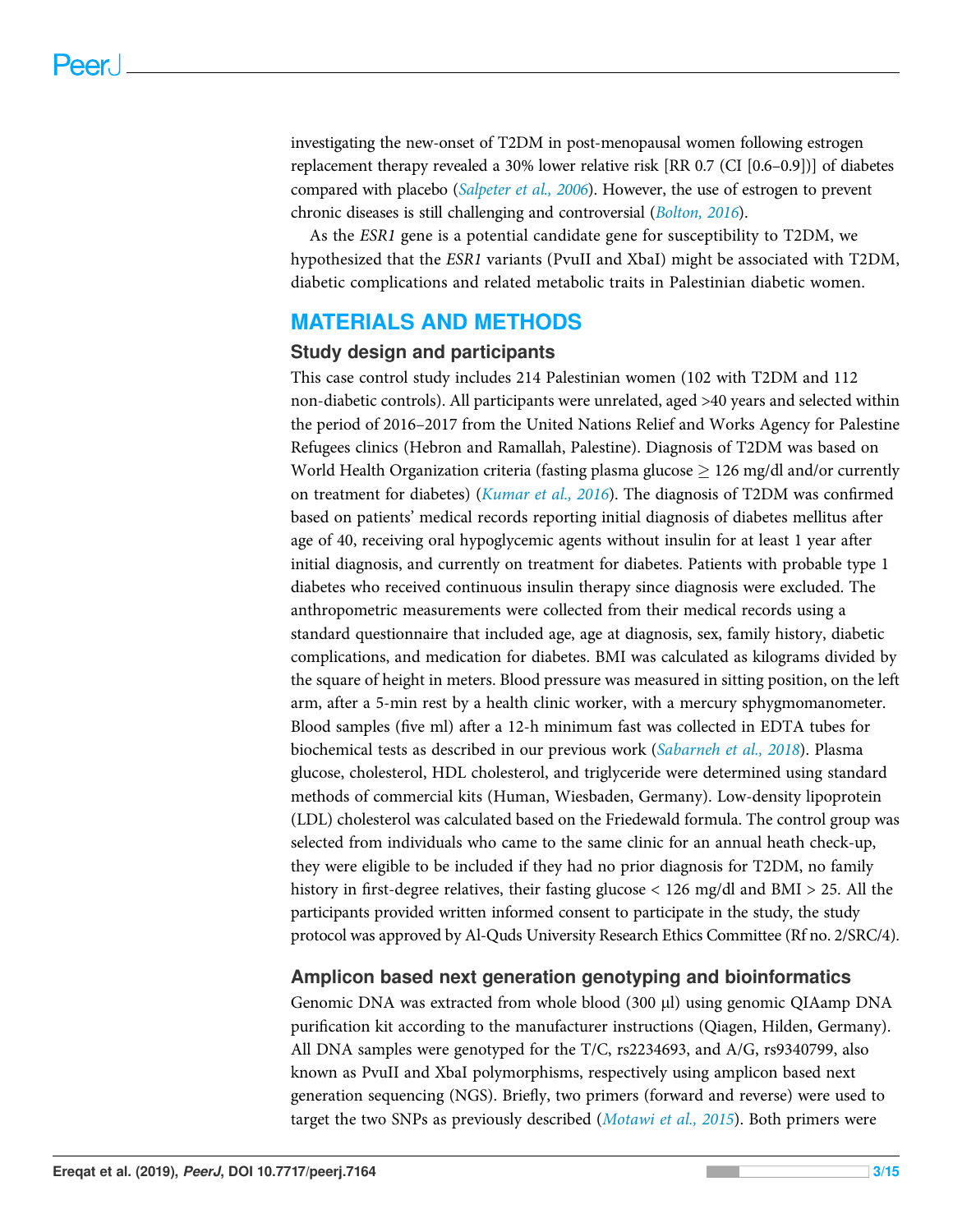investigating the new-onset of T2DM in post-menopausal women following estrogen replacement therapy revealed a 30% lower relative risk [RR 0.7 (CI [0.6–0.9])] of diabetes compared with placebo (*Salpeter et al., 2006*). However, the use of estrogen to prevent chronic diseases is still challenging and controversial (*Bolton, 2016*).

As the *ESR1* gene is a potential candidate gene for susceptibility to T2DM, we hypothesized that the *ESR1* variants (PvuII and XbaI) might be associated with T2DM, diabetic complications and related metabolic traits in Palestinian diabetic women.

## MATERIALS AND METHODS

### Study design and participants

This case control study includes 214 Palestinian women (102 with T2DM and 112 non-diabetic controls). All participants were unrelated, aged >40 years and selected within the period of 2016–2017 from the United Nations Relief and Works Agency for Palestine Refugees clinics (Hebron and Ramallah, Palestine). Diagnosis of T2DM was based on World Health Organization criteria (fasting plasma glucose $\geq$ 126 mg/dl and/or currently on treatment for diabetes) (*Kumar et al., 2016*). The diagnosis of T2DM was confirmed based on patients' medical records reporting initial diagnosis of diabetes mellitus after age of 40, receiving oral hypoglycemic agents without insulin for at least 1 year after initial diagnosis, and currently on treatment for diabetes. Patients with probable type 1 diabetes who received continuous insulin therapy since diagnosis were excluded. The anthropometric measurements were collected from their medical records using a standard questionnaire that included age, age at diagnosis, sex, family history, diabetic complications, and medication for diabetes. BMI was calculated as kilograms divided by the square of height in meters. Blood pressure was measured in sitting position, on the left arm, after a 5-min rest by a health clinic worker, with a mercury sphygmomanometer. Blood samples (five ml) after a 12-h minimum fast was collected in EDTA tubes for biochemical tests as described in our previous work (*Sabarneh et al., 2018*). Plasma glucose, cholesterol, HDL cholesterol, and triglyceride were determined using standard methods of commercial kits (Human, Wiesbaden, Germany). Low-density lipoprotein (LDL) cholesterol was calculated based on the Friedewald formula. The control group was selected from individuals who came to the same clinic for an annual heath check-up, they were eligible to be included if they had no prior diagnosis for T2DM, no family history in first-degree relatives, their fasting glucose < 126 mg/dl and BMI > 25. All the participants provided written informed consent to participate in the study, the study protocol was approved by Al-Quds University Research Ethics Committee (Rf no. 2/SRC/4).

### Amplicon based next generation genotyping and bioinformatics

Genomic DNA was extracted from whole blood (300 µl) using genomic QIAamp DNA purification kit according to the manufacturer instructions (Qiagen, Hilden, Germany). All DNA samples were genotyped for the T/C, rs2234693, and A/G, rs9340799, also known as PvuII and XbaI polymorphisms, respectively using amplicon based next generation sequencing (NGS). Briefly, two primers (forward and reverse) were used to target the two SNPs as previously described (*Motawi et al., 2015*). Both primers were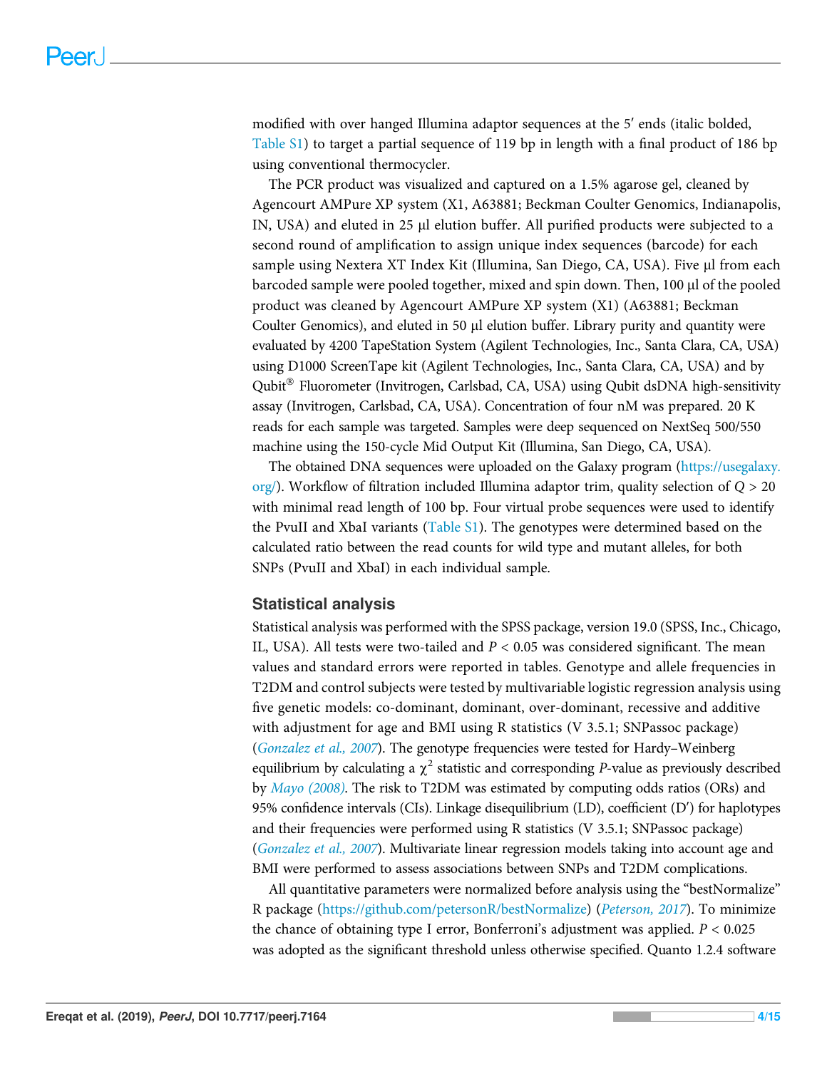modified with over hanged Illumina adaptor sequences at the 5′ ends (italic bolded, Table S1) to target a partial sequence of 119 bp in length with a final product of 186 bp using conventional thermocycler.

The PCR product was visualized and captured on a 1.5% agarose gel, cleaned by Agencourt AMPure XP system (X1, A63881; Beckman Coulter Genomics, Indianapolis, IN, USA) and eluted in 25 µl elution buffer. All purified products were subjected to a second round of amplification to assign unique index sequences (barcode) for each sample using Nextera XT Index Kit (Illumina, San Diego, CA, USA). Five µl from each barcoded sample were pooled together, mixed and spin down. Then, 100 µl of the pooled product was cleaned by Agencourt AMPure XP system (X1) (A63881; Beckman Coulter Genomics), and eluted in 50 µl elution buffer. Library purity and quantity were evaluated by 4200 TapeStation System (Agilent Technologies, Inc., Santa Clara, CA, USA) using D1000 ScreenTape kit (Agilent Technologies, Inc., Santa Clara, CA, USA) and by Qubit® Fluorometer (Invitrogen, Carlsbad, CA, USA) using Qubit dsDNA high-sensitivity assay (Invitrogen, Carlsbad, CA, USA). Concentration of four nM was prepared. 20 K reads for each sample was targeted. Samples were deep sequenced on NextSeq 500/550 machine using the 150-cycle Mid Output Kit (Illumina, San Diego, CA, USA).

The obtained DNA sequences were uploaded on the Galaxy program (https://usegalaxy.org/). Workflow of filtration included Illumina adaptor trim, quality selection of $Q > 20$ with minimal read length of 100 bp. Four virtual probe sequences were used to identify the PvuII and XbaI variants (Table S1). The genotypes were determined based on the calculated ratio between the read counts for wild type and mutant alleles, for both SNPs (PvuII and XbaI) in each individual sample.

## Statistical analysis

Statistical analysis was performed with the SPSS package, version 19.0 (SPSS, Inc., Chicago, IL, USA). All tests were two-tailed and $P < 0.05$ was considered significant. The mean values and standard errors were reported in tables. Genotype and allele frequencies in T2DM and control subjects were tested by multivariable logistic regression analysis using five genetic models: co-dominant, dominant, over-dominant, recessive and additive with adjustment for age and BMI using R statistics (V 3.5.1; SNPassoc package) (*Gonzalez et al., 2007*). The genotype frequencies were tested for Hardy–Weinberg equilibrium by calculating a $\chi^2$ statistic and corresponding *P*-value as previously described by *Mayo (2008)*. The risk to T2DM was estimated by computing odds ratios (ORs) and 95% confidence intervals (CIs). Linkage disequilibrium (LD), coefficient (D′) for haplotypes and their frequencies were performed using R statistics (V 3.5.1; SNPassoc package) (*Gonzalez et al., 2007*). Multivariate linear regression models taking into account age and BMI were performed to assess associations between SNPs and T2DM complications.

All quantitative parameters were normalized before analysis using the "bestNormalize" R package (https://github.com/petersonR/bestNormalize) (*Peterson, 2017*). To minimize the chance of obtaining type I error, Bonferroni's adjustment was applied. $P < 0.025$ was adopted as the significant threshold unless otherwise specified. Quanto 1.2.4 software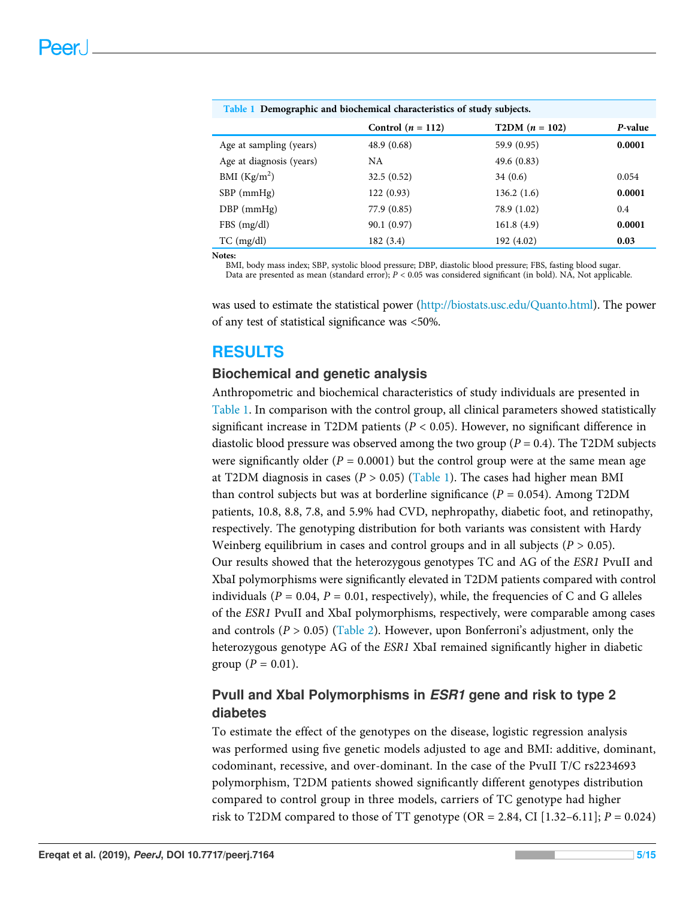**Table 1 Demographic and biochemical characteristics of study subjects.**

| | Control ($n$ = 112) | T2DM ($n$ = 102) | $P$-value |
|---|---|---|---|
| Age at sampling (years) | 48.9 (0.68) | 59.9 (0.95) | **0.0001** |
| Age at diagnosis (years) | NA | 49.6 (0.83) | |
| BMI (Kg/m$^2$) | 32.5 (0.52) | 34 (0.6) | 0.054 |
| SBP (mmHg) | 122 (0.93) | 136.2 (1.6) | **0.0001** |
| DBP (mmHg) | 77.9 (0.85) | 78.9 (1.02) | 0.4 |
| FBS (mg/dl) | 90.1 (0.97) | 161.8 (4.9) | **0.0001** |
| TC (mg/dl) | 182 (3.4) | 192 (4.02) | **0.03** |

**Notes:**
BMI, body mass index; SBP, systolic blood pressure; DBP, diastolic blood pressure; FBS, fasting blood sugar.
Data are presented as mean (standard error); $P < 0.05$ was considered significant (in bold). NA, Not applicable.

was used to estimate the statistical power (http://biostats.usc.edu/Quanto.html). The power of any test of statistical significance was <50%.

# RESULTS

## Biochemical and genetic analysis

Anthropometric and biochemical characteristics of study individuals are presented in Table 1. In comparison with the control group, all clinical parameters showed statistically significant increase in T2DM patients ($P < 0.05$). However, no significant difference in diastolic blood pressure was observed among the two group ($P = 0.4$). The T2DM subjects were significantly older ($P = 0.0001$) but the control group were at the same mean age at T2DM diagnosis in cases ($P > 0.05$) (Table 1). The cases had higher mean BMI than control subjects but was at borderline significance ($P = 0.054$). Among T2DM patients, 10.8, 8.8, 7.8, and 5.9% had CVD, nephropathy, diabetic foot, and retinopathy, respectively. The genotyping distribution for both variants was consistent with Hardy Weinberg equilibrium in cases and control groups and in all subjects ($P > 0.05$).

Our results showed that the heterozygous genotypes TC and AG of the *ESR1* PvuII and XbaI polymorphisms were significantly elevated in T2DM patients compared with control individuals ($P = 0.04$, $P = 0.01$, respectively), while, the frequencies of C and G alleles of the *ESR1* PvuII and XbaI polymorphisms, respectively, were comparable among cases and controls ($P > 0.05$) (Table 2). However, upon Bonferroni's adjustment, only the heterozygous genotype AG of the *ESR1* XbaI remained significantly higher in diabetic group ($P = 0.01$).

## PvuII and XbaI Polymorphisms in *ESR1* gene and risk to type 2 diabetes

To estimate the effect of the genotypes on the disease, logistic regression analysis was performed using five genetic models adjusted to age and BMI: additive, dominant, codominant, recessive, and over-dominant. In the case of the PvuII T/C rs2234693 polymorphism, T2DM patients showed significantly different genotypes distribution compared to control group in three models, carriers of TC genotype had higher risk to T2DM compared to those of TT genotype (OR = 2.84, CI [1.32–6.11]; $P = 0.024$)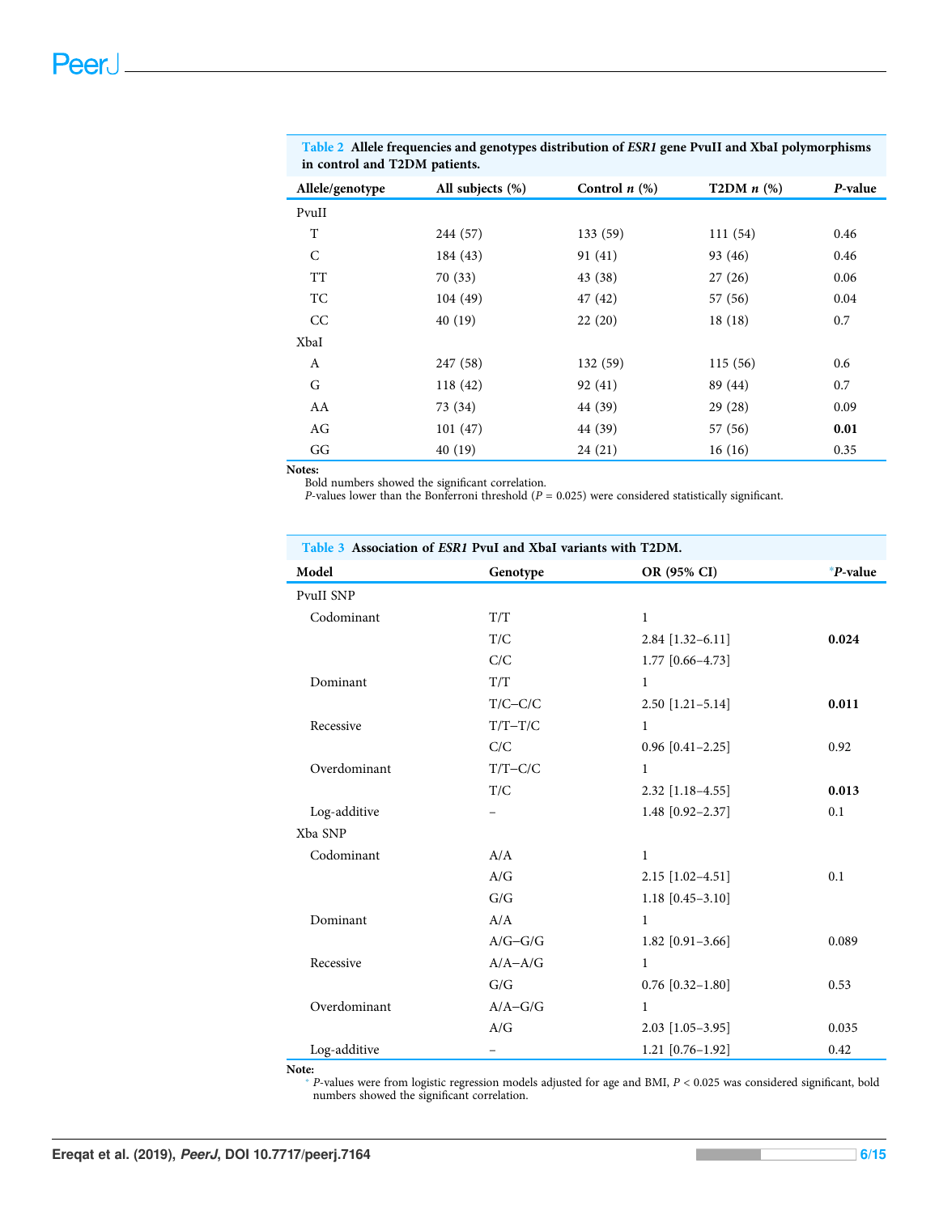**Table 2 Allele frequencies and genotypes distribution of *ESR1* gene PvuII and XbaI polymorphisms in control and T2DM patients.**

| Allele/genotype | All subjects (%) | Control *n* (%) | T2DM *n* (%) | *P*-value |
|---|---|---|---|---|
| PvuII | | | | |
| T | 244 (57) | 133 (59) | 111 (54) | 0.46 |
| C | 184 (43) | 91 (41) | 93 (46) | 0.46 |
| TT | 70 (33) | 43 (38) | 27 (26) | 0.06 |
| TC | 104 (49) | 47 (42) | 57 (56) | 0.04 |
| CC | 40 (19) | 22 (20) | 18 (18) | 0.7 |
| XbaI | | | | |
| A | 247 (58) | 132 (59) | 115 (56) | 0.6 |
| G | 118 (42) | 92 (41) | 89 (44) | 0.7 |
| AA | 73 (34) | 44 (39) | 29 (28) | 0.09 |
| AG | 101 (47) | 44 (39) | 57 (56) | **0.01** |
| GG | 40 (19) | 24 (21) | 16 (16) | 0.35 |

**Notes:**
Bold numbers showed the significant correlation.
*P*-values lower than the Bonferroni threshold ($P = 0.025$) were considered statistically significant.

**Table 3 Association of *ESR1* PvuI and XbaI variants with T2DM.**

| Model | Genotype | OR (95% CI) | *P-value |
|---|---|---|---|
| PvuII SNP | | | |
| Codominant | T/T | 1 | |
| | T/C | 2.84 [1.32–6.11] | **0.024** |
| | C/C | 1.77 [0.66–4.73] | |
| Dominant | T/T | 1 | |
| | T/C–C/C | 2.50 [1.21–5.14] | **0.011** |
| Recessive | T/T–T/C | 1 | |
| | C/C | 0.96 [0.41–2.25] | 0.92 |
| Overdominant | T/T–C/C | 1 | |
| | T/C | 2.32 [1.18–4.55] | **0.013** |
| Log-additive | – | 1.48 [0.92–2.37] | 0.1 |
| Xba SNP | | | |
| Codominant | A/A | 1 | |
| | A/G | 2.15 [1.02–4.51] | 0.1 |
| | G/G | 1.18 [0.45–3.10] | |
| Dominant | A/A | 1 | |
| | A/G–G/G | 1.82 [0.91–3.66] | 0.089 |
| Recessive | A/A–A/G | 1 | |
| | G/G | 0.76 [0.32–1.80] | 0.53 |
| Overdominant | A/A–G/G | 1 | |
| | A/G | 2.03 [1.05–3.95] | 0.035 |
| Log-additive | – | 1.21 [0.76–1.92] | 0.42 |

**Note:**
* *P*-values were from logistic regression models adjusted for age and BMI, $P < 0.025$ was considered significant, bold numbers showed the significant correlation.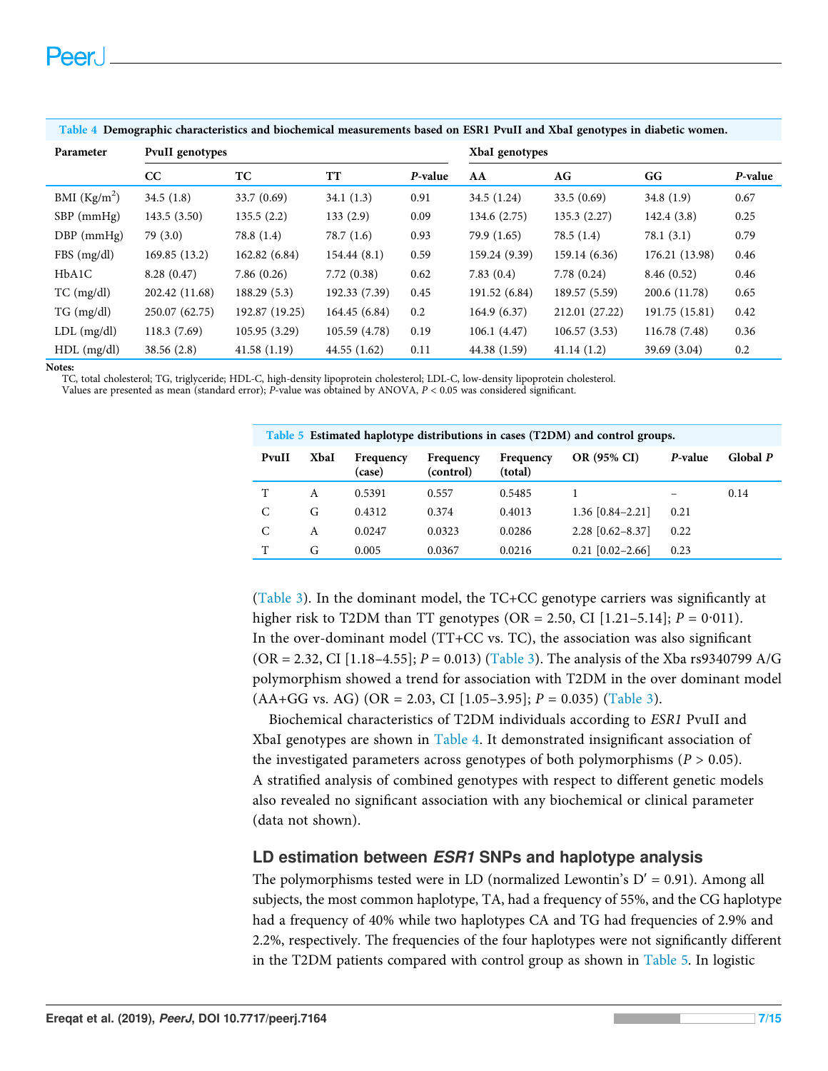**Table 4 Demographic characteristics and biochemical measurements based on ESR1 PvuII and XbaI genotypes in diabetic women.**

| Parameter | PvuII genotypes | | | | XbaI genotypes | | | |
|---|---|---|---|---|---|---|---|---|
| | CC | TC | TT | *P*-value | AA | AG | GG | *P*-value |
| BMI (Kg/m$^2$) | 34.5 (1.8) | 33.7 (0.69) | 34.1 (1.3) | 0.91 | 34.5 (1.24) | 33.5 (0.69) | 34.8 (1.9) | 0.67 |
| SBP (mmHg) | 143.5 (3.50) | 135.5 (2.2) | 133 (2.9) | 0.09 | 134.6 (2.75) | 135.3 (2.27) | 142.4 (3.8) | 0.25 |
| DBP (mmHg) | 79 (3.0) | 78.8 (1.4) | 78.7 (1.6) | 0.93 | 79.9 (1.65) | 78.5 (1.4) | 78.1 (3.1) | 0.79 |
| FBS (mg/dl) | 169.85 (13.2) | 162.82 (6.84) | 154.44 (8.1) | 0.59 | 159.24 (9.39) | 159.14 (6.36) | 176.21 (13.98) | 0.46 |
| HbA1C | 8.28 (0.47) | 7.86 (0.26) | 7.72 (0.38) | 0.62 | 7.83 (0.4) | 7.78 (0.24) | 8.46 (0.52) | 0.46 |
| TC (mg/dl) | 202.42 (11.68) | 188.29 (5.3) | 192.33 (7.39) | 0.45 | 191.52 (6.84) | 189.57 (5.59) | 200.6 (11.78) | 0.65 |
| TG (mg/dl) | 250.07 (62.75) | 192.87 (19.25) | 164.45 (6.84) | 0.2 | 164.9 (6.37) | 212.01 (27.22) | 191.75 (15.81) | 0.42 |
| LDL (mg/dl) | 118.3 (7.69) | 105.95 (3.29) | 105.59 (4.78) | 0.19 | 106.1 (4.47) | 106.57 (3.53) | 116.78 (7.48) | 0.36 |
| HDL (mg/dl) | 38.56 (2.8) | 41.58 (1.19) | 44.55 (1.62) | 0.11 | 44.38 (1.59) | 41.14 (1.2) | 39.69 (3.04) | 0.2 |

**Notes:**
TC, total cholesterol; TG, triglyceride; HDL-C, high-density lipoprotein cholesterol; LDL-C, low-density lipoprotein cholesterol.
Values are presented as mean (standard error); *P*-value was obtained by ANOVA, $P < 0.05$ was considered significant.

**Table 5 Estimated haplotype distributions in cases (T2DM) and control groups.**

| PvuII | XbaI | Frequency (case) | Frequency (control) | Frequency (total) | OR (95% CI) | *P*-value | Global *P* |
|---|---|---|---|---|---|---|---|
| T | A | 0.5391 | 0.557 | 0.5485 | 1 | – | 0.14 |
| C | G | 0.4312 | 0.374 | 0.4013 | 1.36 [0.84–2.21] | 0.21 | |
| C | A | 0.0247 | 0.0323 | 0.0286 | 2.28 [0.62–8.37] | 0.22 | |
| T | G | 0.005 | 0.0367 | 0.0216 | 0.21 [0.02–2.66] | 0.23 | |

(Table 3). In the dominant model, the TC+CC genotype carriers was significantly at higher risk to T2DM than TT genotypes (OR = 2.50, CI [1.21–5.14]; $P = 0{\cdot}011$). In the over-dominant model (TT+CC vs. TC), the association was also significant (OR = 2.32, CI [1.18–4.55]; $P = 0.013$) (Table 3). The analysis of the Xba rs9340799 A/G polymorphism showed a trend for association with T2DM in the over dominant model (AA+GG vs. AG) (OR = 2.03, CI [1.05–3.95]; $P = 0.035$) (Table 3).

Biochemical characteristics of T2DM individuals according to *ESR1* PvuII and XbaI genotypes are shown in Table 4. It demonstrated insignificant association of the investigated parameters across genotypes of both polymorphisms ($P > 0.05$). A stratified analysis of combined genotypes with respect to different genetic models also revealed no significant association with any biochemical or clinical parameter (data not shown).

## LD estimation between *ESR1* SNPs and haplotype analysis

The polymorphisms tested were in LD (normalized Lewontin's D′ = 0.91). Among all subjects, the most common haplotype, TA, had a frequency of 55%, and the CG haplotype had a frequency of 40% while two haplotypes CA and TG had frequencies of 2.9% and 2.2%, respectively. The frequencies of the four haplotypes were not significantly different in the T2DM patients compared with control group as shown in Table 5. In logistic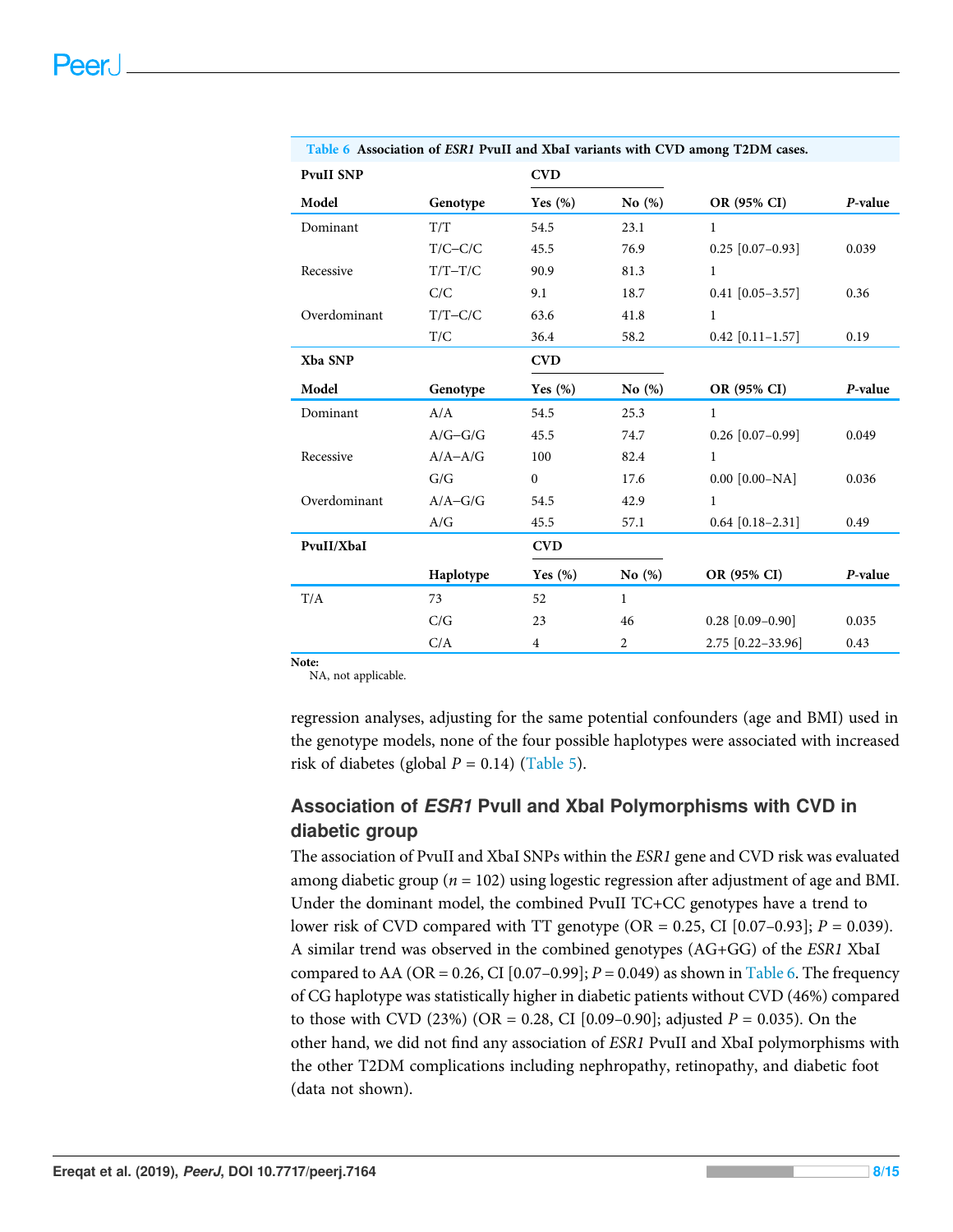**Table 6** Association of *ESR1* PvuII and XbaI variants with CVD among T2DM cases.

| PvuII SNP | | CVD | | | |
|---|---|---|---|---|---|
| **Model** | **Genotype** | **Yes (%)** | **No (%)** | **OR (95% CI)** | ***P*-value** |
| Dominant | T/T | 54.5 | 23.1 | 1 | |
| | T/C–C/C | 45.5 | 76.9 | 0.25 [0.07–0.93] | 0.039 |
| Recessive | T/T–T/C | 90.9 | 81.3 | 1 | |
| | C/C | 9.1 | 18.7 | 0.41 [0.05–3.57] | 0.36 |
| Overdominant | T/T–C/C | 63.6 | 41.8 | 1 | |
| | T/C | 36.4 | 58.2 | 0.42 [0.11–1.57] | 0.19 |
| **Xba SNP** | | **CVD** | | | |
| **Model** | **Genotype** | **Yes (%)** | **No (%)** | **OR (95% CI)** | ***P*-value** |
| Dominant | A/A | 54.5 | 25.3 | 1 | |
| | A/G–G/G | 45.5 | 74.7 | 0.26 [0.07–0.99] | 0.049 |
| Recessive | A/A–A/G | 100 | 82.4 | 1 | |
| | G/G | 0 | 17.6 | 0.00 [0.00–NA] | 0.036 |
| Overdominant | A/A–G/G | 54.5 | 42.9 | 1 | |
| | A/G | 45.5 | 57.1 | 0.64 [0.18–2.31] | 0.49 |
| **PvuII/XbaI** | | **CVD** | | | |
| | **Haplotype** | **Yes (%)** | **No (%)** | **OR (95% CI)** | ***P*-value** |
| T/A | 73 | 52 | 1 | | |
| | C/G | 23 | 46 | 0.28 [0.09–0.90] | 0.035 |
| | C/A | 4 | 2 | 2.75 [0.22–33.96] | 0.43 |

**Note:**
NA, not applicable.

regression analyses, adjusting for the same potential confounders (age and BMI) used in the genotype models, none of the four possible haplotypes were associated with increased risk of diabetes (global $P = 0.14$) (Table 5).

## Association of *ESR1* PvuII and XbaI Polymorphisms with CVD in diabetic group

The association of PvuII and XbaI SNPs within the *ESR1* gene and CVD risk was evaluated among diabetic group ($n = 102$) using logestic regression after adjustment of age and BMI. Under the dominant model, the combined PvuII TC+CC genotypes have a trend to lower risk of CVD compared with TT genotype (OR = 0.25, CI [0.07–0.93]; $P = 0.039$). A similar trend was observed in the combined genotypes (AG+GG) of the *ESR1* XbaI compared to AA (OR = 0.26, CI [0.07–0.99]; $P = 0.049$) as shown in Table 6. The frequency of CG haplotype was statistically higher in diabetic patients without CVD (46%) compared to those with CVD (23%) (OR = 0.28, CI [0.09–0.90]; adjusted $P = 0.035$). On the other hand, we did not find any association of *ESR1* PvuII and XbaI polymorphisms with the other T2DM complications including nephropathy, retinopathy, and diabetic foot (data not shown).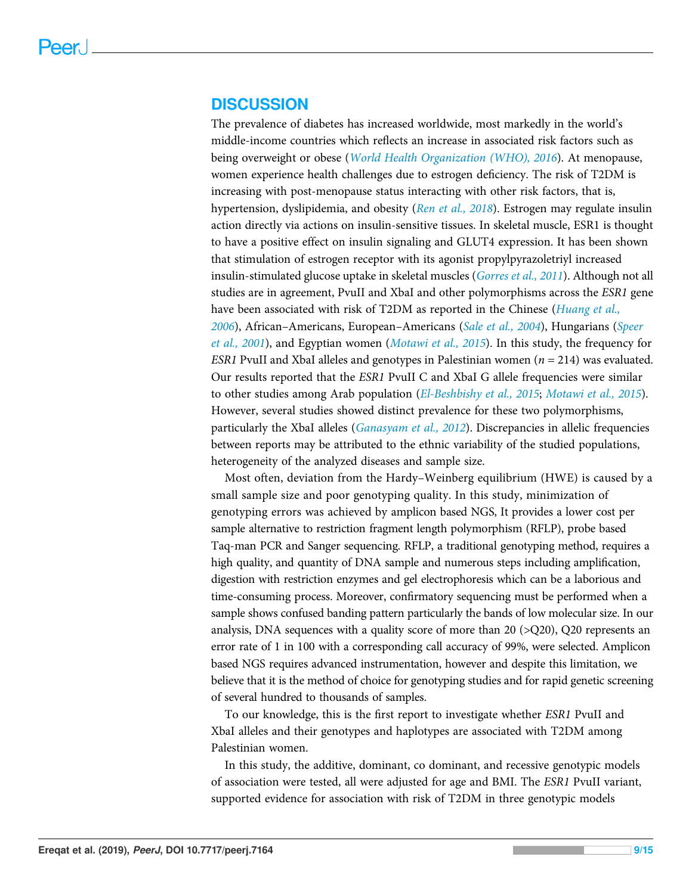## DISCUSSION

The prevalence of diabetes has increased worldwide, most markedly in the world's middle-income countries which reflects an increase in associated risk factors such as being overweight or obese (*World Health Organization (WHO), 2016*). At menopause, women experience health challenges due to estrogen deficiency. The risk of T2DM is increasing with post-menopause status interacting with other risk factors, that is, hypertension, dyslipidemia, and obesity (*Ren et al., 2018*). Estrogen may regulate insulin action directly via actions on insulin-sensitive tissues. In skeletal muscle, ESR1 is thought to have a positive effect on insulin signaling and GLUT4 expression. It has been shown that stimulation of estrogen receptor with its agonist propylpyrazoletriyl increased insulin-stimulated glucose uptake in skeletal muscles (*Gorres et al., 2011*). Although not all studies are in agreement, PvuII and XbaI and other polymorphisms across the *ESR1* gene have been associated with risk of T2DM as reported in the Chinese (*Huang et al., 2006*), African–Americans, European–Americans (*Sale et al., 2004*), Hungarians (*Speer et al., 2001*), and Egyptian women (*Motawi et al., 2015*). In this study, the frequency for *ESR1* PvuII and XbaI alleles and genotypes in Palestinian women ($n = 214$) was evaluated. Our results reported that the *ESR1* PvuII C and XbaI G allele frequencies were similar to other studies among Arab population (*El-Beshbishy et al., 2015*; *Motawi et al., 2015*). However, several studies showed distinct prevalence for these two polymorphisms, particularly the XbaI alleles (*Ganasyam et al., 2012*). Discrepancies in allelic frequencies between reports may be attributed to the ethnic variability of the studied populations, heterogeneity of the analyzed diseases and sample size.

Most often, deviation from the Hardy–Weinberg equilibrium (HWE) is caused by a small sample size and poor genotyping quality. In this study, minimization of genotyping errors was achieved by amplicon based NGS, It provides a lower cost per sample alternative to restriction fragment length polymorphism (RFLP), probe based Taq-man PCR and Sanger sequencing. RFLP, a traditional genotyping method, requires a high quality, and quantity of DNA sample and numerous steps including amplification, digestion with restriction enzymes and gel electrophoresis which can be a laborious and time-consuming process. Moreover, confirmatory sequencing must be performed when a sample shows confused banding pattern particularly the bands of low molecular size. In our analysis, DNA sequences with a quality score of more than 20 (>Q20), Q20 represents an error rate of 1 in 100 with a corresponding call accuracy of 99%, were selected. Amplicon based NGS requires advanced instrumentation, however and despite this limitation, we believe that it is the method of choice for genotyping studies and for rapid genetic screening of several hundred to thousands of samples.

To our knowledge, this is the first report to investigate whether *ESR1* PvuII and XbaI alleles and their genotypes and haplotypes are associated with T2DM among Palestinian women.

In this study, the additive, dominant, co dominant, and recessive genotypic models of association were tested, all were adjusted for age and BMI. The *ESR1* PvuII variant, supported evidence for association with risk of T2DM in three genotypic models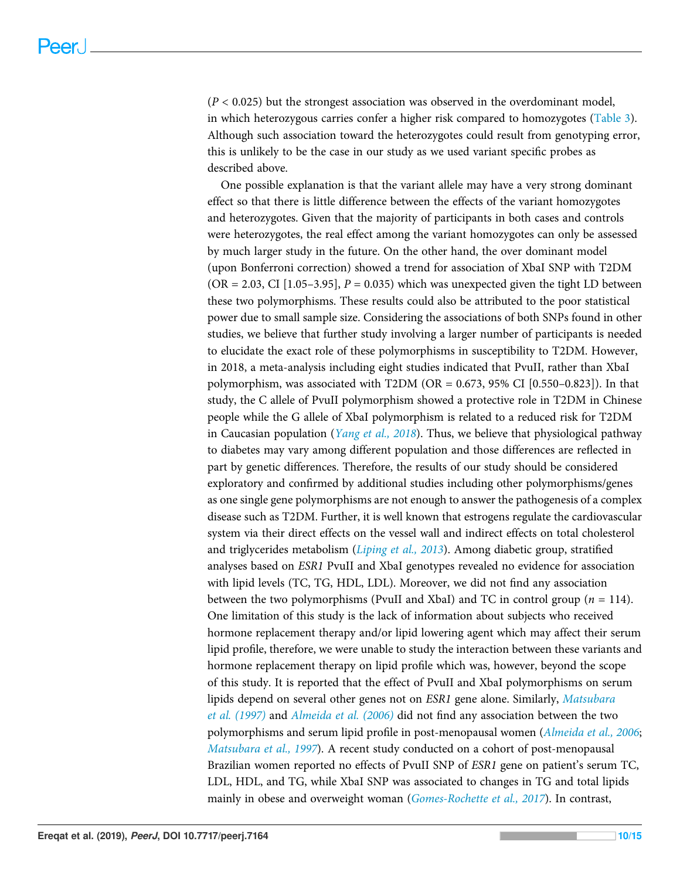($P < 0.025$) but the strongest association was observed in the overdominant model, in which heterozygous carries confer a higher risk compared to homozygotes (Table 3). Although such association toward the heterozygotes could result from genotyping error, this is unlikely to be the case in our study as we used variant specific probes as described above.

One possible explanation is that the variant allele may have a very strong dominant effect so that there is little difference between the effects of the variant homozygotes and heterozygotes. Given that the majority of participants in both cases and controls were heterozygotes, the real effect among the variant homozygotes can only be assessed by much larger study in the future. On the other hand, the over dominant model (upon Bonferroni correction) showed a trend for association of XbaI SNP with T2DM (OR = 2.03, CI [1.05–3.95], $P = 0.035$) which was unexpected given the tight LD between these two polymorphisms. These results could also be attributed to the poor statistical power due to small sample size. Considering the associations of both SNPs found in other studies, we believe that further study involving a larger number of participants is needed to elucidate the exact role of these polymorphisms in susceptibility to T2DM. However, in 2018, a meta-analysis including eight studies indicated that PvuII, rather than XbaI polymorphism, was associated with T2DM (OR = 0.673, 95% CI [0.550–0.823]). In that study, the C allele of PvuII polymorphism showed a protective role in T2DM in Chinese people while the G allele of XbaI polymorphism is related to a reduced risk for T2DM in Caucasian population (*Yang et al., 2018*). Thus, we believe that physiological pathway to diabetes may vary among different population and those differences are reflected in part by genetic differences. Therefore, the results of our study should be considered exploratory and confirmed by additional studies including other polymorphisms/genes as one single gene polymorphisms are not enough to answer the pathogenesis of a complex disease such as T2DM. Further, it is well known that estrogens regulate the cardiovascular system via their direct effects on the vessel wall and indirect effects on total cholesterol and triglycerides metabolism (*Liping et al., 2013*). Among diabetic group, stratified analyses based on *ESR1* PvuII and XbaI genotypes revealed no evidence for association with lipid levels (TC, TG, HDL, LDL). Moreover, we did not find any association between the two polymorphisms (PvuII and XbaI) and TC in control group ($n = 114$). One limitation of this study is the lack of information about subjects who received hormone replacement therapy and/or lipid lowering agent which may affect their serum lipid profile, therefore, we were unable to study the interaction between these variants and hormone replacement therapy on lipid profile which was, however, beyond the scope of this study. It is reported that the effect of PvuII and XbaI polymorphisms on serum lipids depend on several other genes not on *ESR1* gene alone. Similarly, *Matsubara et al. (1997)* and *Almeida et al. (2006)* did not find any association between the two polymorphisms and serum lipid profile in post-menopausal women (*Almeida et al., 2006*; *Matsubara et al., 1997*). A recent study conducted on a cohort of post-menopausal Brazilian women reported no effects of PvuII SNP of *ESR1* gene on patient's serum TC, LDL, HDL, and TG, while XbaI SNP was associated to changes in TG and total lipids mainly in obese and overweight woman (*Gomes-Rochette et al., 2017*). In contrast,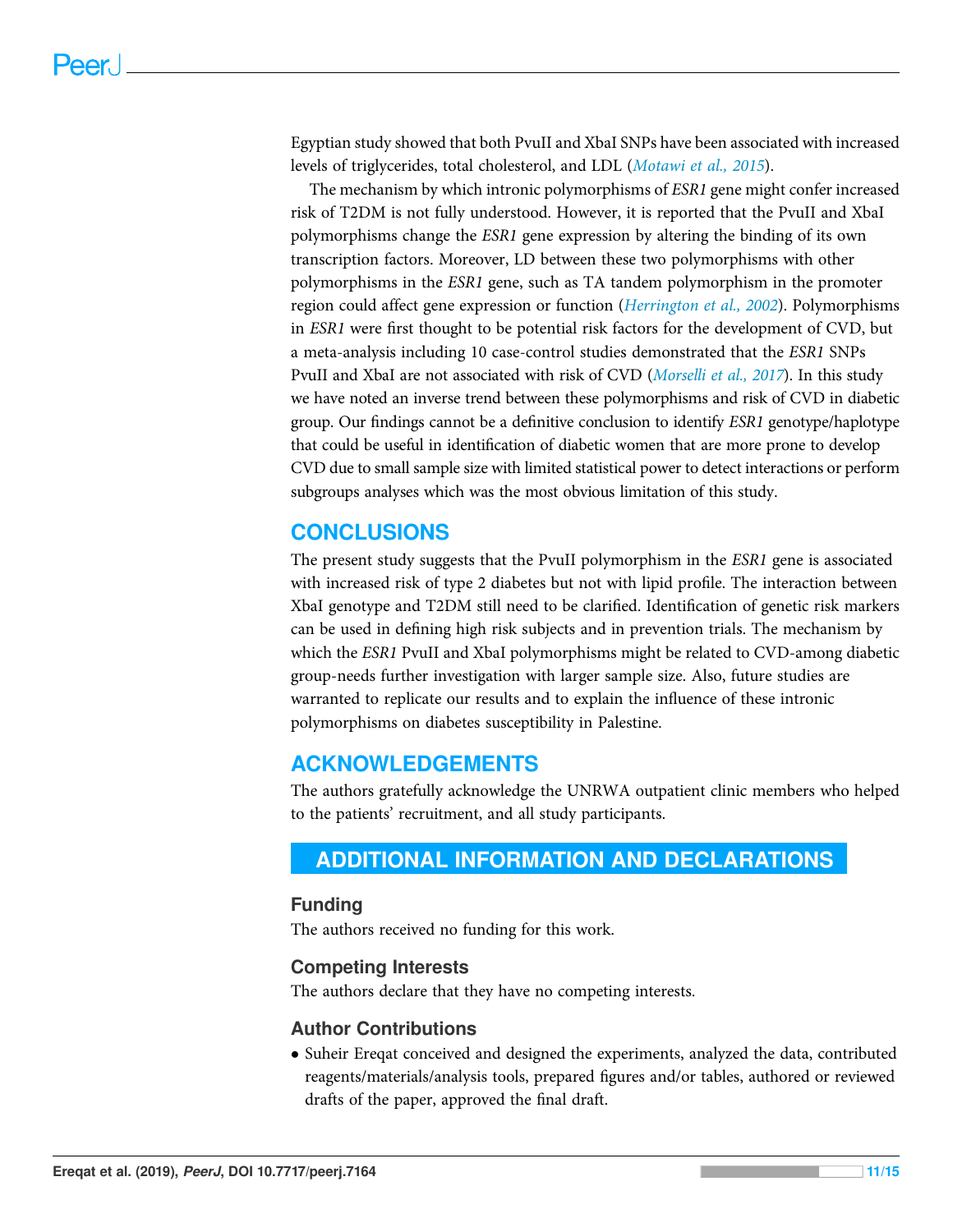Egyptian study showed that both PvuII and XbaI SNPs have been associated with increased levels of triglycerides, total cholesterol, and LDL (*Motawi et al., 2015*).

The mechanism by which intronic polymorphisms of *ESR1* gene might confer increased risk of T2DM is not fully understood. However, it is reported that the PvuII and XbaI polymorphisms change the *ESR1* gene expression by altering the binding of its own transcription factors. Moreover, LD between these two polymorphisms with other polymorphisms in the *ESR1* gene, such as TA tandem polymorphism in the promoter region could affect gene expression or function (*Herrington et al., 2002*). Polymorphisms in *ESR1* were first thought to be potential risk factors for the development of CVD, but a meta-analysis including 10 case-control studies demonstrated that the *ESR1* SNPs PvuII and XbaI are not associated with risk of CVD (*Morselli et al., 2017*). In this study we have noted an inverse trend between these polymorphisms and risk of CVD in diabetic group. Our findings cannot be a definitive conclusion to identify *ESR1* genotype/haplotype that could be useful in identification of diabetic women that are more prone to develop CVD due to small sample size with limited statistical power to detect interactions or perform subgroups analyses which was the most obvious limitation of this study.

## CONCLUSIONS

The present study suggests that the PvuII polymorphism in the *ESR1* gene is associated with increased risk of type 2 diabetes but not with lipid profile. The interaction between XbaI genotype and T2DM still need to be clarified. Identification of genetic risk markers can be used in defining high risk subjects and in prevention trials. The mechanism by which the *ESR1* PvuII and XbaI polymorphisms might be related to CVD-among diabetic group-needs further investigation with larger sample size. Also, future studies are warranted to replicate our results and to explain the influence of these intronic polymorphisms on diabetes susceptibility in Palestine.

## ACKNOWLEDGEMENTS

The authors gratefully acknowledge the UNRWA outpatient clinic members who helped to the patients' recruitment, and all study participants.

## ADDITIONAL INFORMATION AND DECLARATIONS

### Funding

The authors received no funding for this work.

### Competing Interests

The authors declare that they have no competing interests.

### Author Contributions

- Suheir Ereqat conceived and designed the experiments, analyzed the data, contributed reagents/materials/analysis tools, prepared figures and/or tables, authored or reviewed drafts of the paper, approved the final draft.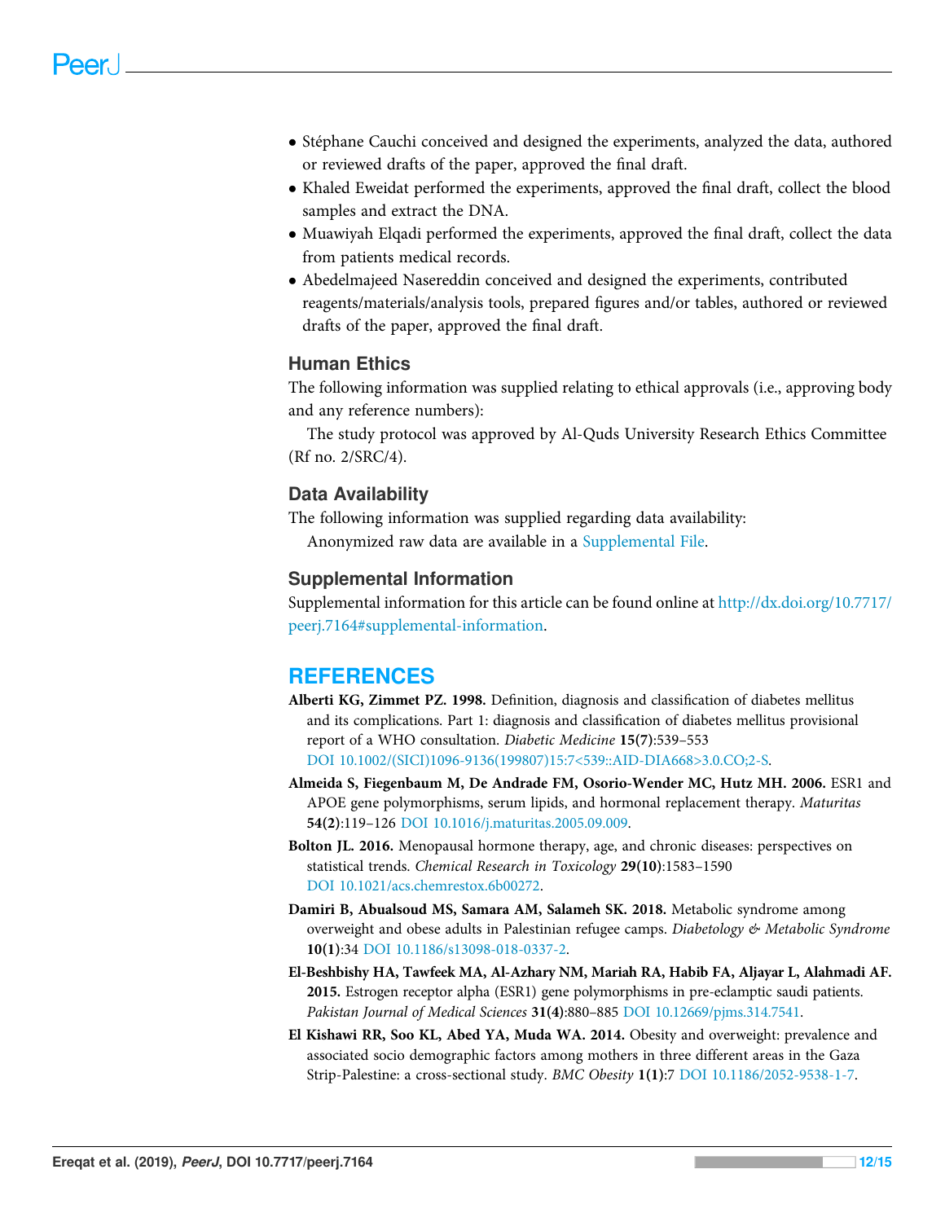- Stéphane Cauchi conceived and designed the experiments, analyzed the data, authored or reviewed drafts of the paper, approved the final draft.
- Khaled Eweidat performed the experiments, approved the final draft, collect the blood samples and extract the DNA.
- Muawiyah Elqadi performed the experiments, approved the final draft, collect the data from patients medical records.
- Abedelmajeed Nasereddin conceived and designed the experiments, contributed reagents/materials/analysis tools, prepared figures and/or tables, authored or reviewed drafts of the paper, approved the final draft.

### Human Ethics

The following information was supplied relating to ethical approvals (i.e., approving body and any reference numbers):

The study protocol was approved by Al-Quds University Research Ethics Committee (Rf no. 2/SRC/4).

### Data Availability

The following information was supplied regarding data availability:

Anonymized raw data are available in a Supplemental File.

### Supplemental Information

Supplemental information for this article can be found online at http://dx.doi.org/10.7717/peerj.7164#supplemental-information.

## REFERENCES

**Alberti KG, Zimmet PZ. 1998.** Definition, diagnosis and classification of diabetes mellitus and its complications. Part 1: diagnosis and classification of diabetes mellitus provisional report of a WHO consultation. *Diabetic Medicine* **15(7)**:539–553 DOI 10.1002/(SICI)1096-9136(199807)15:7<539::AID-DIA668>3.0.CO;2-S.

**Almeida S, Fiegenbaum M, De Andrade FM, Osorio-Wender MC, Hutz MH. 2006.** ESR1 and APOE gene polymorphisms, serum lipids, and hormonal replacement therapy. *Maturitas* **54(2)**:119–126 DOI 10.1016/j.maturitas.2005.09.009.

**Bolton JL. 2016.** Menopausal hormone therapy, age, and chronic diseases: perspectives on statistical trends. *Chemical Research in Toxicology* **29(10)**:1583–1590 DOI 10.1021/acs.chemrestox.6b00272.

**Damiri B, Abualsoud MS, Samara AM, Salameh SK. 2018.** Metabolic syndrome among overweight and obese adults in Palestinian refugee camps. *Diabetology & Metabolic Syndrome* **10(1)**:34 DOI 10.1186/s13098-018-0337-2.

**El-Beshbishy HA, Tawfeek MA, Al-Azhary NM, Mariah RA, Habib FA, Aljayar L, Alahmadi AF. 2015.** Estrogen receptor alpha (ESR1) gene polymorphisms in pre-eclamptic saudi patients. *Pakistan Journal of Medical Sciences* **31(4)**:880–885 DOI 10.12669/pjms.314.7541.

**El Kishawi RR, Soo KL, Abed YA, Muda WA. 2014.** Obesity and overweight: prevalence and associated socio demographic factors among mothers in three different areas in the Gaza Strip-Palestine: a cross-sectional study. *BMC Obesity* **1(1)**:7 DOI 10.1186/2052-9538-1-7.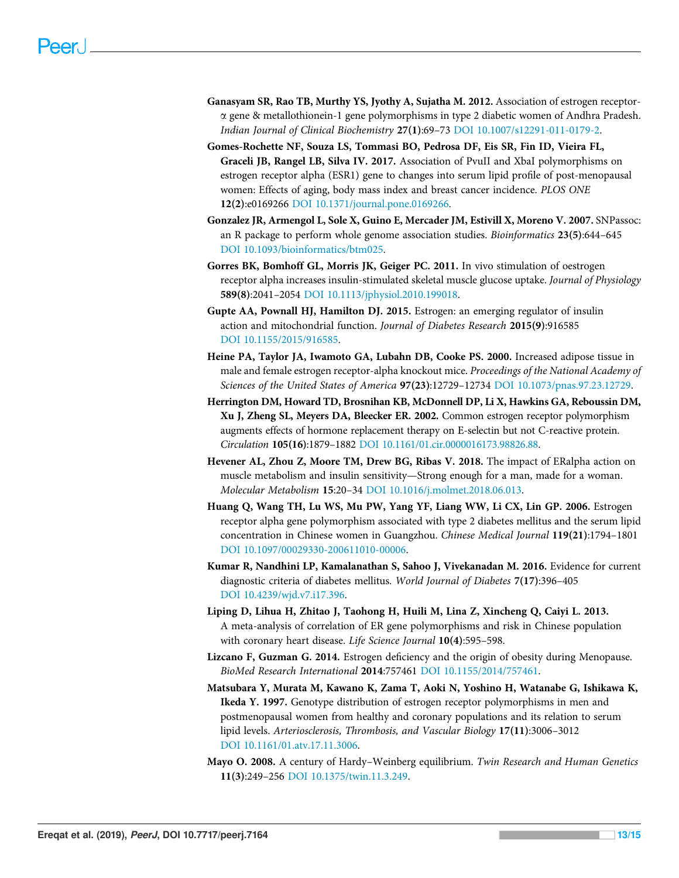**Ganasyam SR, Rao TB, Murthy YS, Jyothy A, Sujatha M. 2012.** Association of estrogen receptor-α gene & metallothionein-1 gene polymorphisms in type 2 diabetic women of Andhra Pradesh. *Indian Journal of Clinical Biochemistry* **27(1)**:69–73 DOI 10.1007/s12291-011-0179-2.

**Gomes-Rochette NF, Souza LS, Tommasi BO, Pedrosa DF, Eis SR, Fin ID, Vieira FL, Graceli JB, Rangel LB, Silva IV. 2017.** Association of PvuII and XbaI polymorphisms on estrogen receptor alpha (ESR1) gene to changes into serum lipid profile of post-menopausal women: Effects of aging, body mass index and breast cancer incidence. *PLOS ONE* **12(2)**:e0169266 DOI 10.1371/journal.pone.0169266.

**Gonzalez JR, Armengol L, Sole X, Guino E, Mercader JM, Estivill X, Moreno V. 2007.** SNPassoc: an R package to perform whole genome association studies. *Bioinformatics* **23(5)**:644–645 DOI 10.1093/bioinformatics/btm025.

**Gorres BK, Bomhoff GL, Morris JK, Geiger PC. 2011.** In vivo stimulation of oestrogen receptor alpha increases insulin-stimulated skeletal muscle glucose uptake. *Journal of Physiology* **589(8)**:2041–2054 DOI 10.1113/jphysiol.2010.199018.

**Gupte AA, Pownall HJ, Hamilton DJ. 2015.** Estrogen: an emerging regulator of insulin action and mitochondrial function. *Journal of Diabetes Research* **2015(9)**:916585 DOI 10.1155/2015/916585.

**Heine PA, Taylor JA, Iwamoto GA, Lubahn DB, Cooke PS. 2000.** Increased adipose tissue in male and female estrogen receptor-alpha knockout mice. *Proceedings of the National Academy of Sciences of the United States of America* **97(23)**:12729–12734 DOI 10.1073/pnas.97.23.12729.

**Herrington DM, Howard TD, Brosnihan KB, McDonnell DP, Li X, Hawkins GA, Reboussin DM, Xu J, Zheng SL, Meyers DA, Bleecker ER. 2002.** Common estrogen receptor polymorphism augments effects of hormone replacement therapy on E-selectin but not C-reactive protein. *Circulation* **105(16)**:1879–1882 DOI 10.1161/01.cir.0000016173.98826.88.

**Hevener AL, Zhou Z, Moore TM, Drew BG, Ribas V. 2018.** The impact of ERalpha action on muscle metabolism and insulin sensitivity—Strong enough for a man, made for a woman. *Molecular Metabolism* **15**:20–34 DOI 10.1016/j.molmet.2018.06.013.

**Huang Q, Wang TH, Lu WS, Mu PW, Yang YF, Liang WW, Li CX, Lin GP. 2006.** Estrogen receptor alpha gene polymorphism associated with type 2 diabetes mellitus and the serum lipid concentration in Chinese women in Guangzhou. *Chinese Medical Journal* **119(21)**:1794–1801 DOI 10.1097/00029330-200611010-00006.

**Kumar R, Nandhini LP, Kamalanathan S, Sahoo J, Vivekanadan M. 2016.** Evidence for current diagnostic criteria of diabetes mellitus. *World Journal of Diabetes* **7(17)**:396–405 DOI 10.4239/wjd.v7.i17.396.

**Liping D, Lihua H, Zhitao J, Taohong H, Huili M, Lina Z, Xincheng Q, Caiyi L. 2013.** A meta-analysis of correlation of ER gene polymorphisms and risk in Chinese population with coronary heart disease. *Life Science Journal* **10(4)**:595–598.

**Lizcano F, Guzman G. 2014.** Estrogen deficiency and the origin of obesity during Menopause. *BioMed Research International* **2014**:757461 DOI 10.1155/2014/757461.

**Matsubara Y, Murata M, Kawano K, Zama T, Aoki N, Yoshino H, Watanabe G, Ishikawa K, Ikeda Y. 1997.** Genotype distribution of estrogen receptor polymorphisms in men and postmenopausal women from healthy and coronary populations and its relation to serum lipid levels. *Arteriosclerosis, Thrombosis, and Vascular Biology* **17(11)**:3006–3012 DOI 10.1161/01.atv.17.11.3006.

**Mayo O. 2008.** A century of Hardy–Weinberg equilibrium. *Twin Research and Human Genetics* **11(3)**:249–256 DOI 10.1375/twin.11.3.249.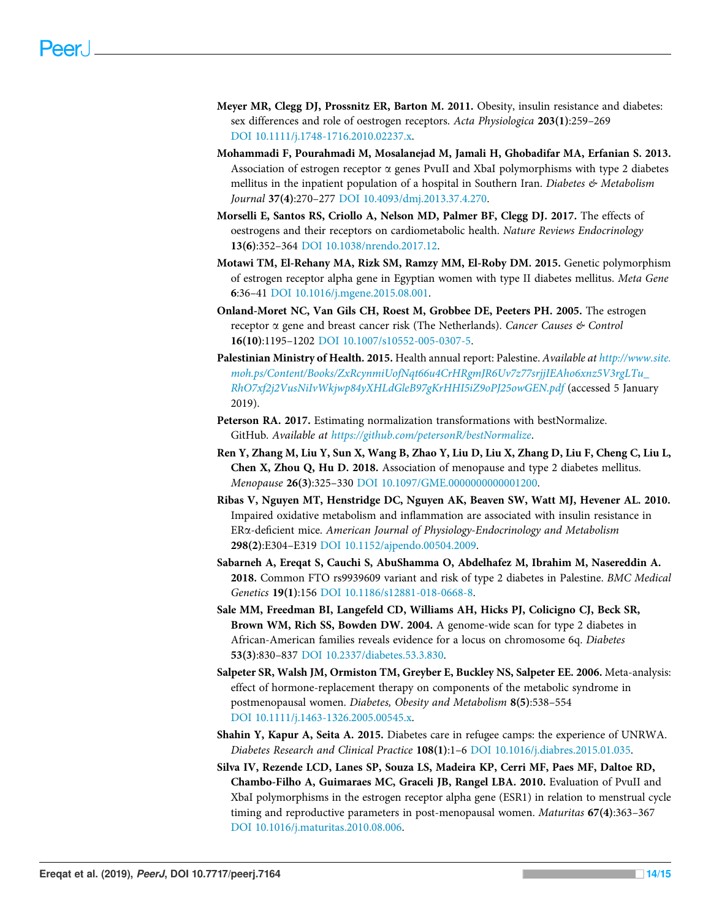**Meyer MR, Clegg DJ, Prossnitz ER, Barton M. 2011.** Obesity, insulin resistance and diabetes: sex differences and role of oestrogen receptors. *Acta Physiologica* **203(1)**:259–269 DOI 10.1111/j.1748-1716.2010.02237.x.

**Mohammadi F, Pourahmadi M, Mosalanejad M, Jamali H, Ghobadifar MA, Erfanian S. 2013.** Association of estrogen receptor α genes PvuII and XbaI polymorphisms with type 2 diabetes mellitus in the inpatient population of a hospital in Southern Iran. *Diabetes & Metabolism Journal* **37(4)**:270–277 DOI 10.4093/dmj.2013.37.4.270.

**Morselli E, Santos RS, Criollo A, Nelson MD, Palmer BF, Clegg DJ. 2017.** The effects of oestrogens and their receptors on cardiometabolic health. *Nature Reviews Endocrinology* **13(6)**:352–364 DOI 10.1038/nrendo.2017.12.

**Motawi TM, El-Rehany MA, Rizk SM, Ramzy MM, El-Roby DM. 2015.** Genetic polymorphism of estrogen receptor alpha gene in Egyptian women with type II diabetes mellitus. *Meta Gene* **6**:36–41 DOI 10.1016/j.mgene.2015.08.001.

**Onland-Moret NC, Van Gils CH, Roest M, Grobbee DE, Peeters PH. 2005.** The estrogen receptor α gene and breast cancer risk (The Netherlands). *Cancer Causes & Control* **16(10)**:1195–1202 DOI 10.1007/s10552-005-0307-5.

**Palestinian Ministry of Health. 2015.** Health annual report: Palestine. *Available at http://www.site.moh.ps/Content/Books/ZxRcynmiUofNqt66u4CrHRgmJR6Uv7z77srjjIEAho6xnz5V3rgLTu_RhO7xf2j2VusNiIvWkjwp84yXHLdGleB97gKrHHI5iZ9oPJ25owGEN.pdf* (accessed 5 January 2019).

**Peterson RA. 2017.** Estimating normalization transformations with bestNormalize. GitHub. *Available at https://github.com/petersonR/bestNormalize*.

**Ren Y, Zhang M, Liu Y, Sun X, Wang B, Zhao Y, Liu D, Liu X, Zhang D, Liu F, Cheng C, Liu L, Chen X, Zhou Q, Hu D. 2018.** Association of menopause and type 2 diabetes mellitus. *Menopause* **26(3)**:325–330 DOI 10.1097/GME.0000000000001200.

**Ribas V, Nguyen MT, Henstridge DC, Nguyen AK, Beaven SW, Watt MJ, Hevener AL. 2010.** Impaired oxidative metabolism and inflammation are associated with insulin resistance in ERα-deficient mice. *American Journal of Physiology-Endocrinology and Metabolism* **298(2)**:E304–E319 DOI 10.1152/ajpendo.00504.2009.

**Sabarneh A, Ereqat S, Cauchi S, AbuShamma O, Abdelhafez M, Ibrahim M, Nasereddin A. 2018.** Common FTO rs9939609 variant and risk of type 2 diabetes in Palestine. *BMC Medical Genetics* **19(1)**:156 DOI 10.1186/s12881-018-0668-8.

**Sale MM, Freedman BI, Langefeld CD, Williams AH, Hicks PJ, Colicigno CJ, Beck SR, Brown WM, Rich SS, Bowden DW. 2004.** A genome-wide scan for type 2 diabetes in African-American families reveals evidence for a locus on chromosome 6q. *Diabetes* **53(3)**:830–837 DOI 10.2337/diabetes.53.3.830.

**Salpeter SR, Walsh JM, Ormiston TM, Greyber E, Buckley NS, Salpeter EE. 2006.** Meta-analysis: effect of hormone-replacement therapy on components of the metabolic syndrome in postmenopausal women. *Diabetes, Obesity and Metabolism* **8(5)**:538–554 DOI 10.1111/j.1463-1326.2005.00545.x.

**Shahin Y, Kapur A, Seita A. 2015.** Diabetes care in refugee camps: the experience of UNRWA. *Diabetes Research and Clinical Practice* **108(1)**:1–6 DOI 10.1016/j.diabres.2015.01.035.

**Silva IV, Rezende LCD, Lanes SP, Souza LS, Madeira KP, Cerri MF, Paes MF, Daltoe RD, Chambo-Filho A, Guimaraes MC, Graceli JB, Rangel LBA. 2010.** Evaluation of PvuII and XbaI polymorphisms in the estrogen receptor alpha gene (ESR1) in relation to menstrual cycle timing and reproductive parameters in post-menopausal women. *Maturitas* **67(4)**:363–367 DOI 10.1016/j.maturitas.2010.08.006.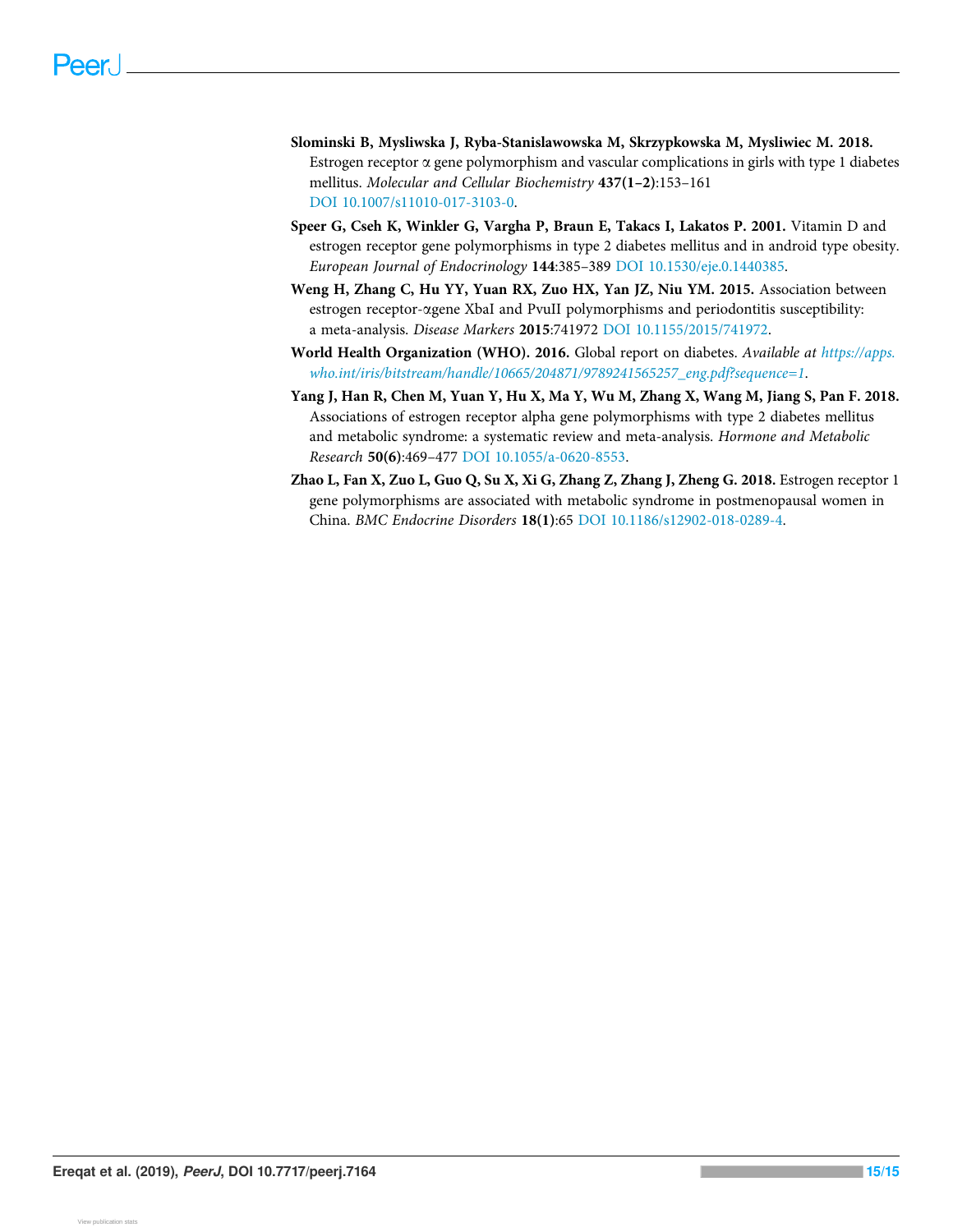**Slominski B, Mysliwska J, Ryba-Stanislawowska M, Skrzypkowska M, Mysliwiec M. 2018.** Estrogen receptor α gene polymorphism and vascular complications in girls with type 1 diabetes mellitus. *Molecular and Cellular Biochemistry* **437(1–2)**:153–161 DOI 10.1007/s11010-017-3103-0.

**Speer G, Cseh K, Winkler G, Vargha P, Braun E, Takacs I, Lakatos P. 2001.** Vitamin D and estrogen receptor gene polymorphisms in type 2 diabetes mellitus and in android type obesity. *European Journal of Endocrinology* **144**:385–389 DOI 10.1530/eje.0.1440385.

**Weng H, Zhang C, Hu YY, Yuan RX, Zuo HX, Yan JZ, Niu YM. 2015.** Association between estrogen receptor-αgene XbaI and PvuII polymorphisms and periodontitis susceptibility: a meta-analysis. *Disease Markers* **2015**:741972 DOI 10.1155/2015/741972.

**World Health Organization (WHO). 2016.** Global report on diabetes. *Available at https://apps.who.int/iris/bitstream/handle/10665/204871/9789241565257_eng.pdf?sequence=1*.

**Yang J, Han R, Chen M, Yuan Y, Hu X, Ma Y, Wu M, Zhang X, Wang M, Jiang S, Pan F. 2018.** Associations of estrogen receptor alpha gene polymorphisms with type 2 diabetes mellitus and metabolic syndrome: a systematic review and meta-analysis. *Hormone and Metabolic Research* **50(6)**:469–477 DOI 10.1055/a-0620-8553.

**Zhao L, Fan X, Zuo L, Guo Q, Su X, Xi G, Zhang Z, Zhang J, Zheng G. 2018.** Estrogen receptor 1 gene polymorphisms are associated with metabolic syndrome in postmenopausal women in China. *BMC Endocrine Disorders* **18(1)**:65 DOI 10.1186/s12902-018-0289-4.